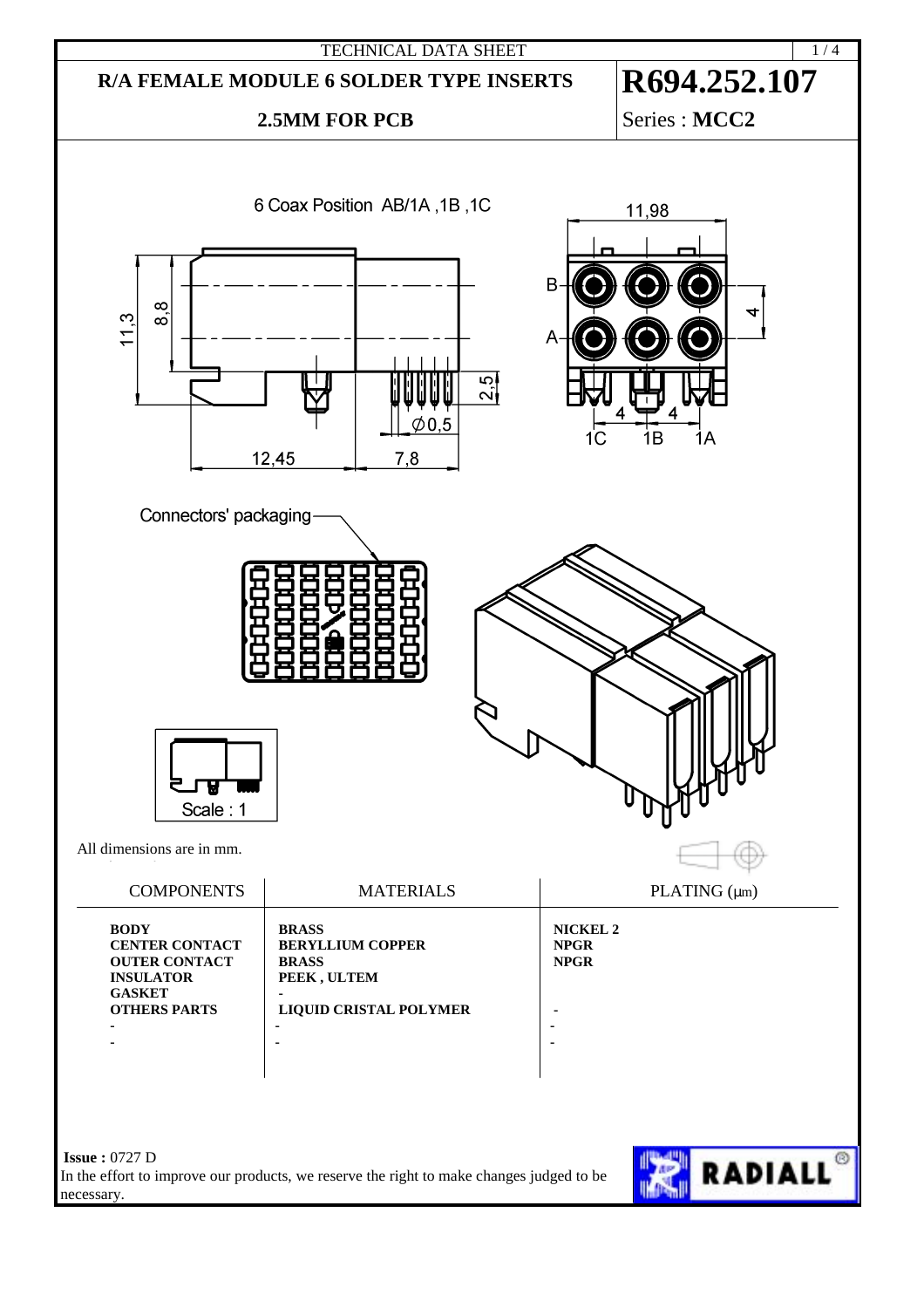TECHNICAL DATA SHEET

# R/A FEMALE MODULE 6 SOLDER TYPE INSERTS 2.5MM FOR PCB

# R694.252.107

Series : **MCC2**

6 Coax Position AB/1A ,1B ,1C

Connectors' packaging

Scale : 1

All dimensions are in mm.

| COMPONENTS | MATERIALS | PLATING (µm) |
|---|---|---|
| **BODY** | **BRASS** | **NICKEL 2** |
| **CENTER CONTACT** | **BERYLLIUM COPPER** | **NPGR** |
| **OUTER CONTACT** | **BRASS** | **NPGR** |
| **INSULATOR** | **PEEK , ULTEM** | |
| **GASKET** | - | |
| **OTHERS PARTS** | **LIQUID CRISTAL POLYMER** | - |
| - | - | - |
| - | - | - |

**Issue :** 0727 D

In the effort to improve our products, we reserve the right to make changes judged to be necessary.

RADIALL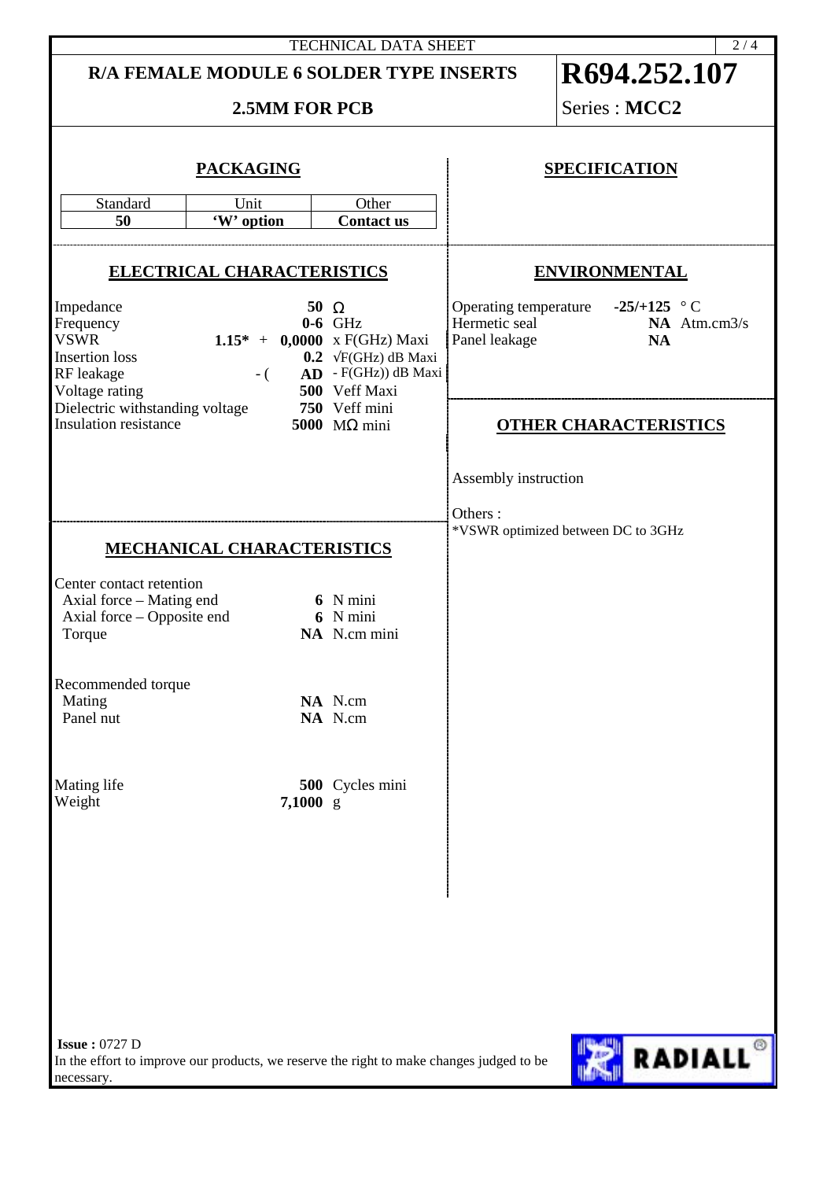TECHNICAL DATA SHEET

# R/A FEMALE MODULE 6 SOLDER TYPE INSERTS

## 2.5MM FOR PCB

# R694.252.107

Series : **MCC2**

## PACKAGING

| Standard | Unit | Other |
|---|---|---|
| **50** | **'W' option** | **Contact us** |

## SPECIFICATION

## ELECTRICAL CHARACTERISTICS

| | | |
|---|---|---|
| Impedance | **50** | Ω |
| Frequency | **0-6** | GHz |
| VSWR | **1.15*** + **0,0000** | x F(GHz) Maxi |
| Insertion loss | **0.2** | √F(GHz) dB Maxi |
| RF leakage | - ( **AD** | - F(GHz)) dB Maxi |
| Voltage rating | **500** | Veff Maxi |
| Dielectric withstanding voltage | **750** | Veff mini |
| Insulation resistance | **5000** | MΩ mini |

## ENVIRONMENTAL

| | | |
|---|---|---|
| Operating temperature | **-25/+125** | ° C |
| Hermetic seal | **NA** | Atm.cm3/s |
| Panel leakage | **NA** | |

## OTHER CHARACTERISTICS

Assembly instruction

Others :
*VSWR optimized between DC to 3GHz

## MECHANICAL CHARACTERISTICS

Center contact retention

| | | |
|---|---|---|
| Axial force – Mating end | **6** | N mini |
| Axial force – Opposite end | **6** | N mini |
| Torque | **NA** | N.cm mini |

Recommended torque

| | | |
|---|---|---|
| Mating | **NA** | N.cm |
| Panel nut | **NA** | N.cm |

| | | |
|---|---|---|
| Mating life | **500** | Cycles mini |
| Weight | **7,1000** | g |

**Issue :** 0727 D
In the effort to improve our products, we reserve the right to make changes judged to be necessary.

RADIALL®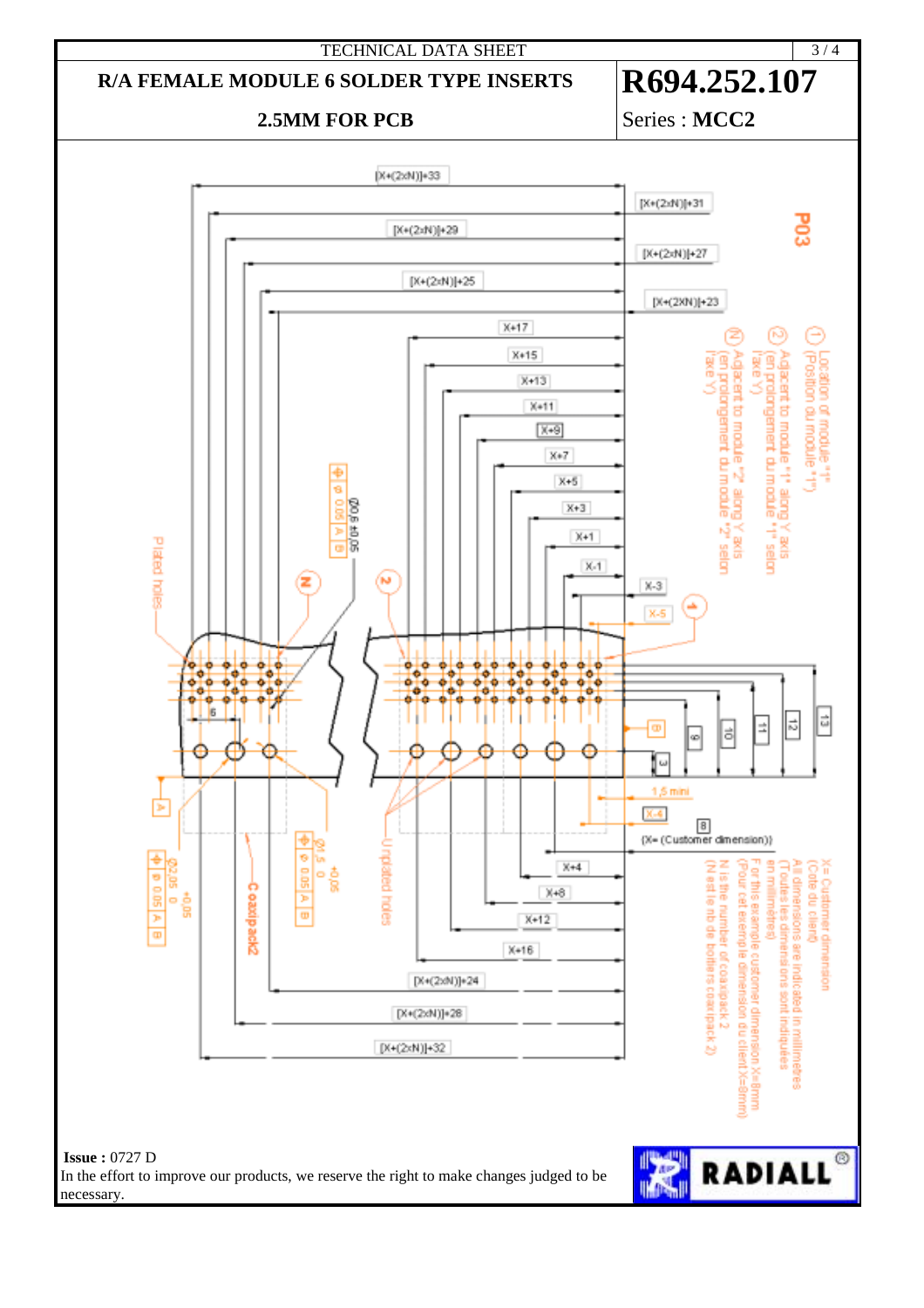TECHNICAL DATA SHEET

# R/A FEMALE MODULE 6 SOLDER TYPE INSERTS

## 2.5MM FOR PCB

# R694.252.107

Series : **MCC2**

[X+(2xN)]+33

[X+(2xN)]+31

[X+(2xN)]+29

[X+(2xN)]+27

[X+(2xN)]+25

[X+(2XN)]+23

X+17

X+15

X+13

X+11

X+9

X+7

X+5

X+3

X+1

X-1

X-3

X-5

P03

① Location of module "1" (Position du module "1")

② Adjacent to module "1" along Y axis (en prolongement du module "1" selon l'axe Y)

Ⓝ Adjacent to module "2" along Y axis (en prolongement du module "2" selon l'axe Y)

Ø0.6 ±0.05

⊕ | Ø 0.05 | A | B

Plated holes

6

8

3

8

10

11

12

13

1,5 mini

X-4

8

(X= (Customer dimension))

A

Ø2.05 +0.05 0

⊕ | Ø 0.05 | A | B

Coaxipack2

Ø1.5 +0.05 0

⊕ | Ø 0.05 | A | B

Unplated holes

X+4

X+8

X+12

X+16

[X+(2xN)]+24

[X+(2xN)]+28

[X+(2xN)]+32

X= Customer dimension (Cote du client)

All dimensions are indicated in millimetres (Toutes les dimensions sont indiquées en millimètres)

For this example customer dimension X=8mm (Pour cet exemple dimension du client X=8mm)

N is the number of coaxipack 2 (N est le nb de boîtiers coaxipack 2)

**Issue :** 0727 D

In the effort to improve our products, we reserve the right to make changes judged to be necessary.

RADIALL®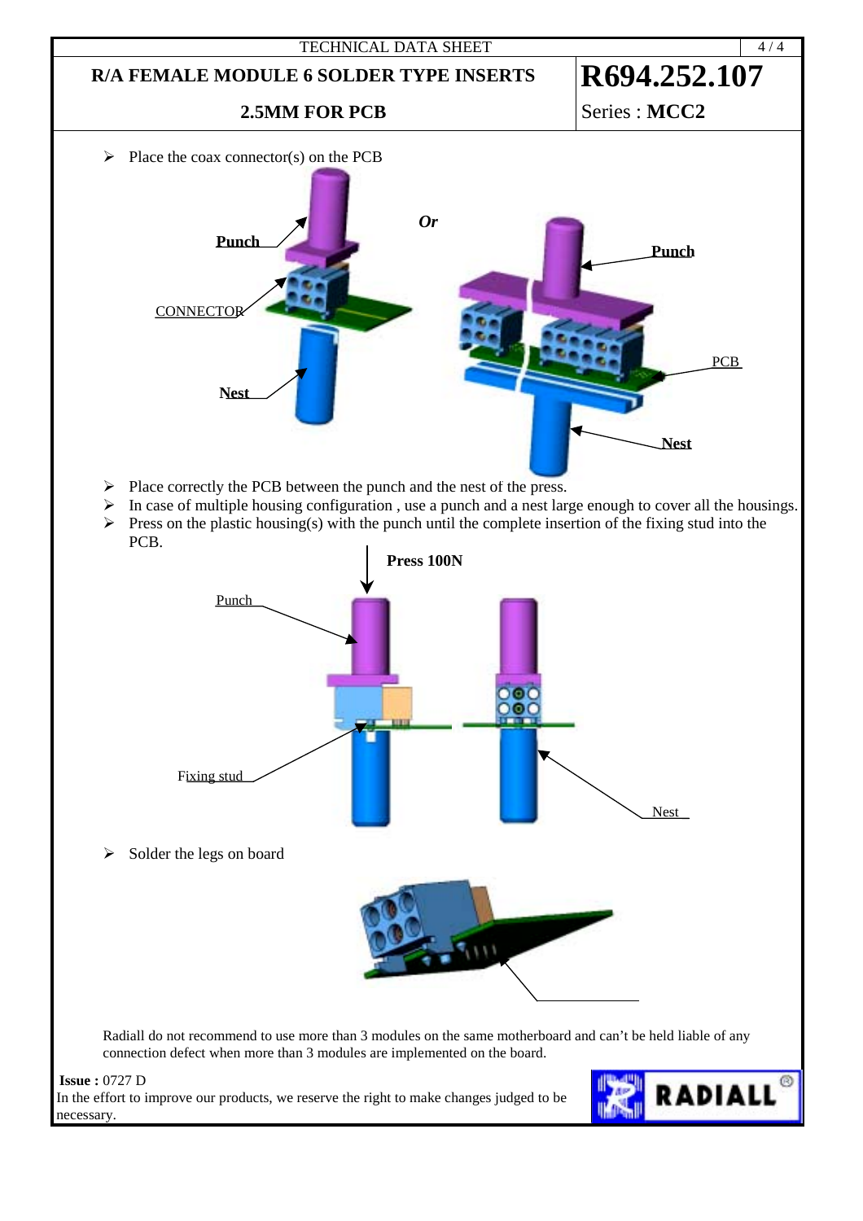TECHNICAL DATA SHEET

# R/A FEMALE MODULE 6 SOLDER TYPE INSERTS 2.5MM FOR PCB

# R694.252.107

Series : **MCC2**

- Place the coax connector(s) on the PCB

**Punch**

CONNECTOR

**Nest**

***Or***

**Punch**

PCB

**Nest**

- Place correctly the PCB between the punch and the nest of the press.
- In case of multiple housing configuration , use a punch and a nest large enough to cover all the housings.
- Press on the plastic housing(s) with the punch until the complete insertion of the fixing stud into the PCB.

**Press 100N**

Punch

Fixing stud

Nest

- Solder the legs on board

Radiall do not recommend to use more than 3 modules on the same motherboard and can't be held liable of any connection defect when more than 3 modules are implemented on the board.

**Issue :** 0727 D

In the effort to improve our products, we reserve the right to make changes judged to be necessary.

RADIALL®